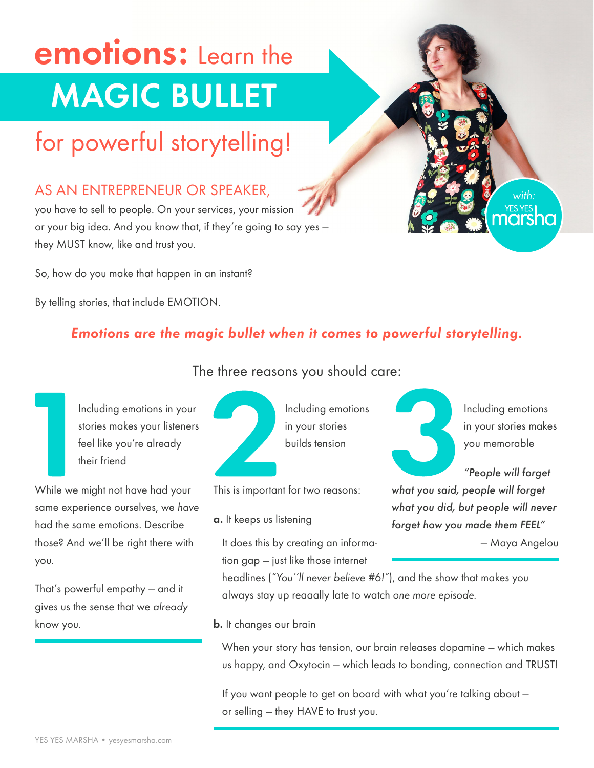# emotions: Learn the MAGIC BULLET for powerful storytelling!

with: YES YES marsha

## AS AN ENTREPRENEUR OR SPEAKER,

you have to sell to people. On your services, your mission or your big idea. And you know that, if they're going to say yes – they MUST know, like and trust you.

So, how do you make that happen in an instant?

By telling stories, that include EMOTION.

***Emotions are the magic bullet when it comes to powerful storytelling.***

## The three reasons you should care:

### 1 Including emotions in your stories makes your listeners feel like you're already their friend

While we might not have had your same experience ourselves, we *have* had the same emotions. Describe those? And we'll be right there with you.

That's powerful empathy – and it gives us the sense that we *already* know you.

### 2 Including emotions in your stories builds tension

This is important for two reasons:

**a.** It keeps us listening

It does this by creating an information gap – just like those internet headlines (*"You''ll never believe #6!"*), and the show that makes you always stay up reaaally late to watch *one more episode.*

**b.** It changes our brain

When your story has tension, our brain releases dopamine – which makes us happy, and Oxytocin – which leads to bonding, connection and TRUST!

If you want people to get on board with what you're talking about – or selling – they HAVE to trust you.

### 3 Including emotions in your stories makes you memorable

*"People will forget what you said, people will forget what you did, but people will never forget how you made them FEEL"*

– Maya Angelou

YES YES MARSHA • yesyesmarsha.com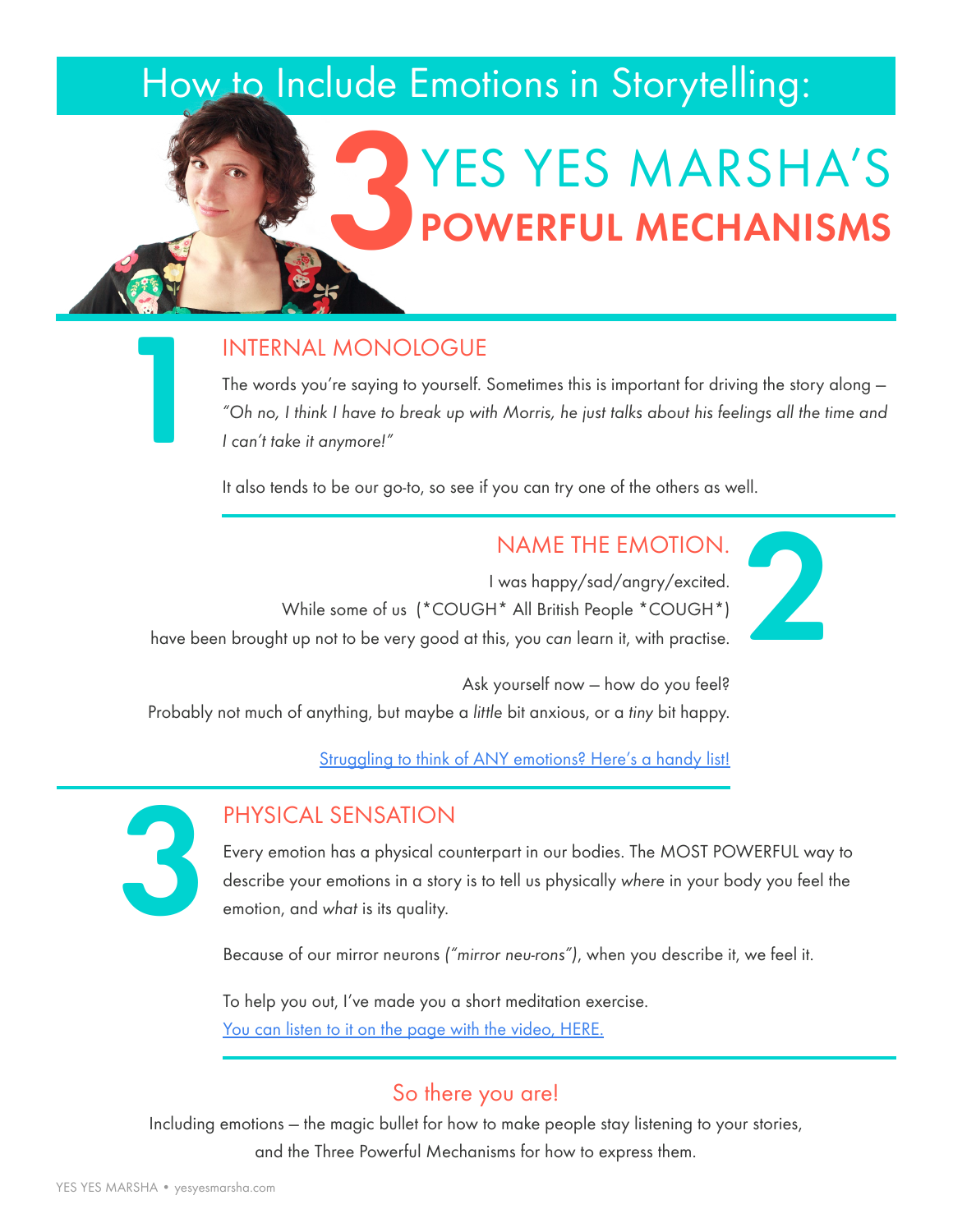# How to Include Emotions in Storytelling:

# 3 YES YES MARSHA'S POWERFUL MECHANISMS

## 1 INTERNAL MONOLOGUE

The words you're saying to yourself. Sometimes this is important for driving the story along – *"Oh no, I think I have to break up with Morris, he just talks about his feelings all the time and I can't take it anymore!"*

It also tends to be our go-to, so see if you can try one of the others as well.

## 2 NAME THE EMOTION.

I was happy/sad/angry/excited.

While some of us (*COUGH* All British People *COUGH*) have been brought up not to be very good at this, you *can* learn it, with practise.

Ask yourself now – how do you feel?

Probably not much of anything, but maybe a *little* bit anxious, or a *tiny* bit happy.

[Struggling to think of ANY emotions? Here's a handy list!]

## 3 PHYSICAL SENSATION

Every emotion has a physical counterpart in our bodies. The MOST POWERFUL way to describe your emotions in a story is to tell us physically *where* in your body you feel the emotion, and *what* is its quality.

Because of our mirror neurons *("mirror neu-rons")*, when you describe it, we feel it.

To help you out, I've made you a short meditation exercise.
[You can listen to it on the page with the video, HERE.]

## So there you are!

Including emotions – the magic bullet for how to make people stay listening to your stories, and the Three Powerful Mechanisms for how to express them.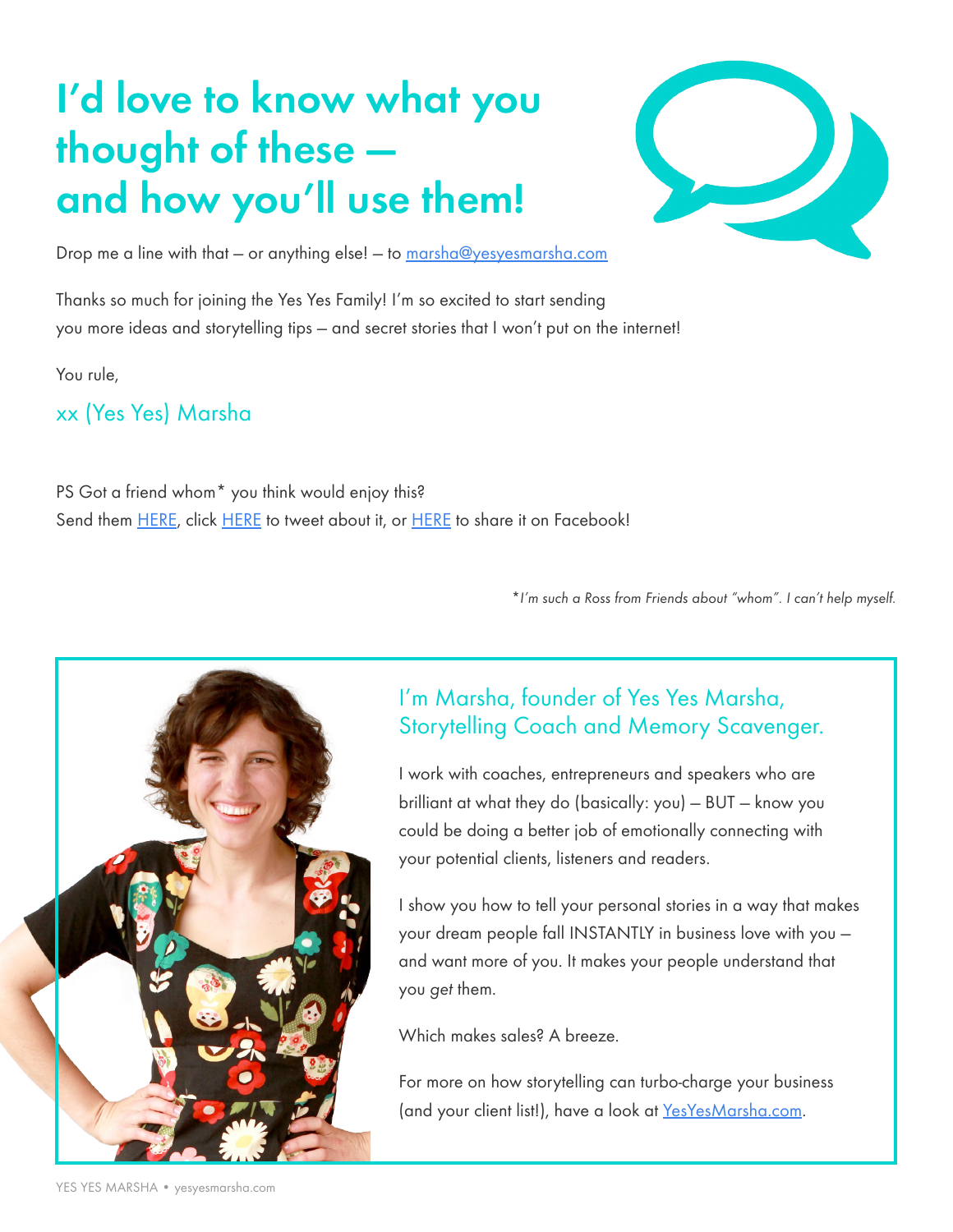# I'd love to know what you thought of these — and how you'll use them!

Drop me a line with that – or anything else! – to marsha@yesyesmarsha.com

Thanks so much for joining the Yes Yes Family! I'm so excited to start sending you more ideas and storytelling tips – and secret stories that I won't put on the internet!

You rule,

xx (Yes Yes) Marsha

PS Got a friend whom* you think would enjoy this?
Send them HERE, click HERE to tweet about it, or HERE to share it on Facebook!

*\*I'm such a Ross from Friends about "whom". I can't help myself.*

## I'm Marsha, founder of Yes Yes Marsha, Storytelling Coach and Memory Scavenger.

I work with coaches, entrepreneurs and speakers who are brilliant at what they do (basically: you) – BUT – know you could be doing a better job of emotionally connecting with your potential clients, listeners and readers.

I show you how to tell your personal stories in a way that makes your dream people fall INSTANTLY in business love with you – and want more of you. It makes your people understand that you *get* them.

Which makes sales? A breeze.

For more on how storytelling can turbo-charge your business (and your client list!), have a look at YesYesMarsha.com.